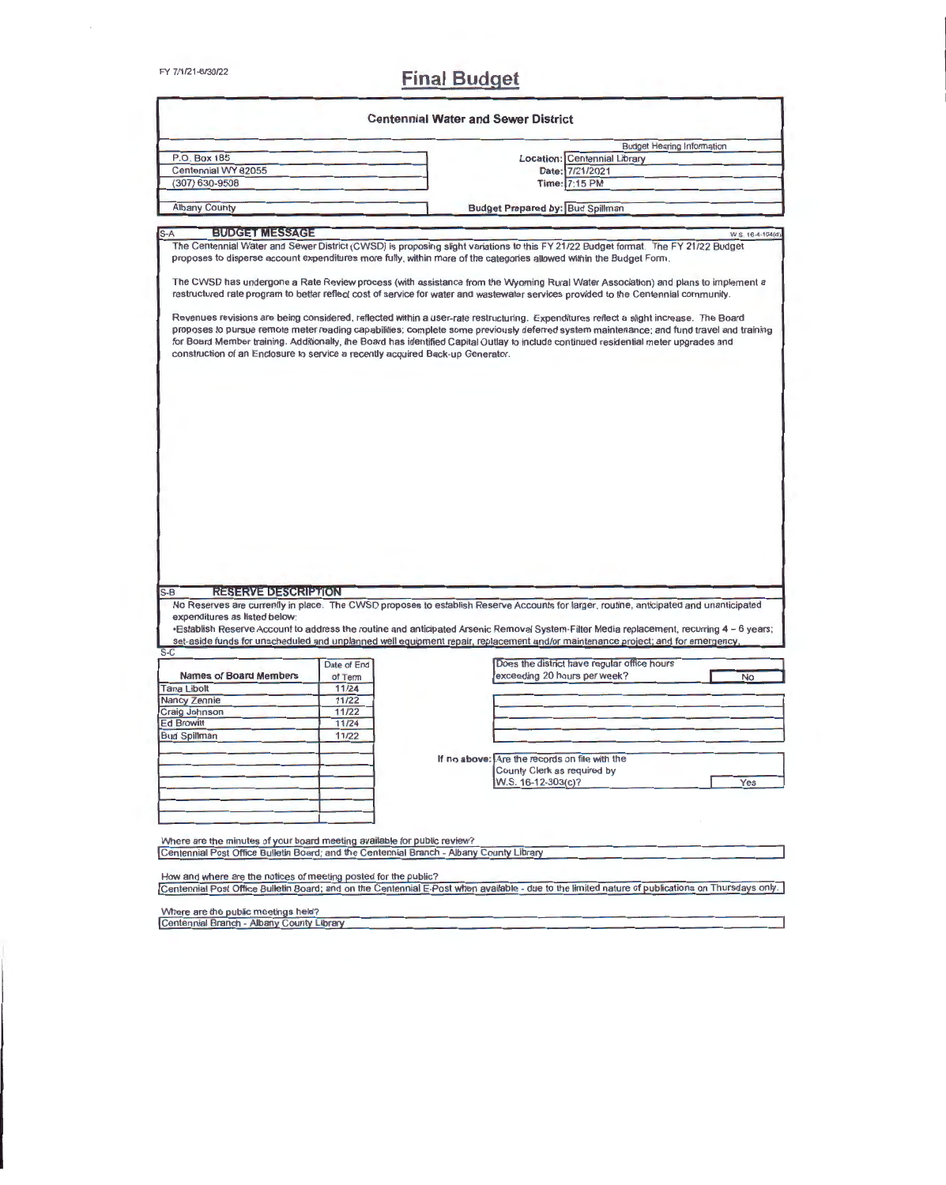FY 7/1/21-6/30/22

# Final Budget

## Centennial Water and Sewer District

| | | |
|---|---|---|
| P.O. Box 185 | | Budget Hearing Information |
| Centennial WY 82055 | **Location:** | Centennial Library |
| (307) 630-9508 | **Date:** | 7/21/2021 |
| | **Time:** | 7:15 PM |
| Albany County | **Budget Prepared by:** | Bud Spillman |

### S-A BUDGET MESSAGE

W.S. 16-4-104(d)

The Centennial Water and Sewer District (CWSD) is proposing slight variations to this FY 21/22 Budget format. The FY 21/22 Budget proposes to disperse account expenditures more fully, within more of the categories allowed within the Budget Form.

The CWSD has undergone a Rate Review process (with assistance from the Wyoming Rural Water Association) and plans to implement a restructured rate program to better reflect cost of service for water and wastewater services provided to the Centennial community.

Revenues revisions are being considered, reflected within a user-rate restructuring. Expenditures reflect a slight increase. The Board proposes to pursue remote meter reading capabilities; complete some previously deferred system maintenance; and fund travel and training for Board Member training. Additionally, the Board has identified Capital Outlay to include continued residential meter upgrades and construction of an Enclosure to service a recently acquired Back-up Generator.

### S-B RESERVE DESCRIPTION

No Reserves are currently in place. The CWSD proposes to establish Reserve Accounts for larger, routine, anticipated and unanticipated expenditures as listed below:

•Establish Reserve Account to address the routine and anticipated Arsenic Removal System-Filter Media replacement, recurring 4 – 6 years; set-aside funds for unscheduled and unplanned well equipment repair, replacement and/or maintenance project; and for emergency,

### S-C

| Names of Board Members | Date of End of Term |
|---|---|
| Tana Libolt | 11/24 |
| Nancy Zennie | 11/22 |
| Craig Johnson | 11/22 |
| Ed Browitt | 11/24 |
| Bud Spillman | 11/22 |

Does the district have regular office hours exceeding 20 hours per week? **No**

If no above: Are the records on file with the County Clerk as required by W.S. 16-12-303(c)? **Yes**

Where are the minutes of your board meeting available for public review?
Centennial Post Office Bulletin Board; and the Centennial Branch - Albany County Library

How and where are the notices of meeting posted for the public?
Centennial Post Office Bulletin Board; and on the Centennial E-Post when available - due to the limited nature of publications on Thursdays only.

Where are the public meetings held?
Centennial Branch - Albany County Library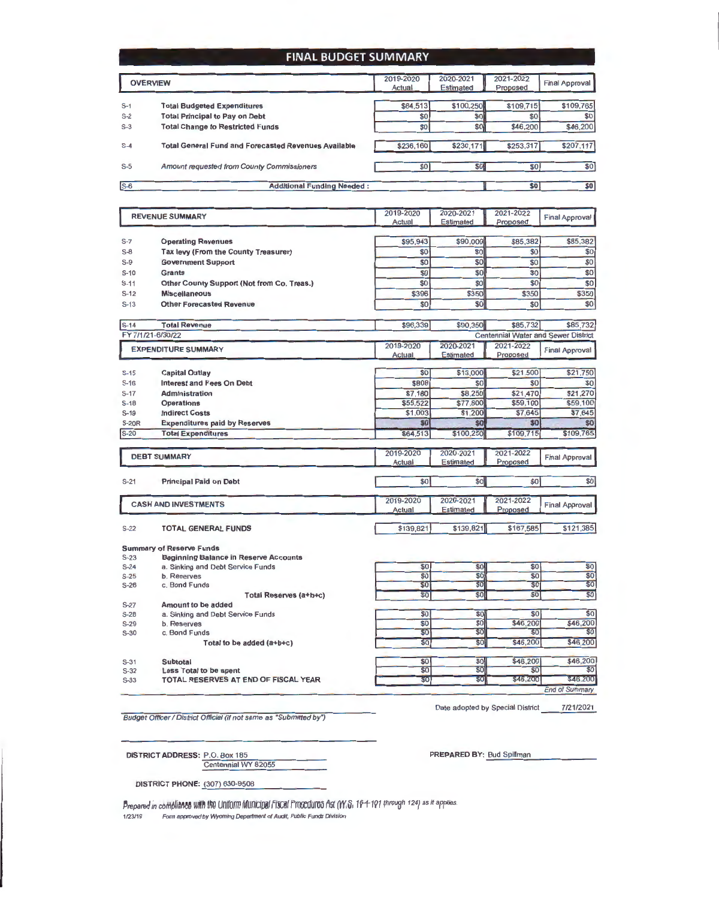# FINAL BUDGET SUMMARY

| | OVERVIEW | 2019-2020 Actual | 2020-2021 Estimated | 2021-2022 Proposed | Final Approval |
|---|---|---|---|---|---|
| S-1 | **Total Budgeted Expenditures** | $64,513 | $100,250 | $109,715 | $109,765 |
| S-2 | **Total Principal to Pay on Debt** | $0 | $0 | $0 | $0 |
| S-3 | **Total Change to Restricted Funds** | $0 | $0 | $46,200 | $46,200 |
| S-4 | **Total General Fund and Forecasted Revenues Available** | $236,160 | $230,171 | $253,317 | $207,117 |
| S-5 | *Amount requested from County Commissioners* | $0 | $0 | $0 | $0 |
| S-6 | **Additional Funding Needed :** | | | $0 | $0 |

| | REVENUE SUMMARY | 2019-2020 Actual | 2020-2021 Estimated | 2021-2022 Proposed | Final Approval |
|---|---|---|---|---|---|
| S-7 | **Operating Revenues** | $95,943 | $90,000 | $85,382 | $85,382 |
| S-8 | **Tax levy (From the County Treasurer)** | $0 | $0 | $0 | $0 |
| S-9 | **Government Support** | $0 | $0 | $0 | $0 |
| S-10 | **Grants** | $0 | $0 | $0 | $0 |
| S-11 | **Other County Support (Not from Co. Treas.)** | $0 | $0 | $0 | $0 |
| S-12 | **Miscellaneous** | $396 | $350 | $350 | $350 |
| S-13 | **Other Forecasted Revenue** | $0 | $0 | $0 | $0 |
| S-14 | **Total Revenue** | $96,339 | $90,350 | $85,732 | $85,732 |

FY 7/1/21-6/30/22 — Centennial Water and Sewer District

| | EXPENDITURE SUMMARY | 2019-2020 Actual | 2020-2021 Estimated | 2021-2022 Proposed | Final Approval |
|---|---|---|---|---|---|
| S-15 | **Capital Outlay** | $0 | $13,000 | $21,500 | $21,750 |
| S-16 | **Interest and Fees On Debt** | $808 | $0 | $0 | $0 |
| S-17 | **Administration** | $7,180 | $8,250 | $21,470 | $21,270 |
| S-18 | **Operations** | $55,522 | $77,800 | $59,100 | $59,100 |
| S-19 | **Indirect Costs** | $1,003 | $1,200 | $7,645 | $7,645 |
| S-20R | **Expenditures paid by Reserves** | $0 | $0 | $0 | $0 |
| S-20 | **Total Expenditures** | $64,513 | $100,250 | $109,715 | $109,765 |

| | DEBT SUMMARY | 2019-2020 Actual | 2020-2021 Estimated | 2021-2022 Proposed | Final Approval |
|---|---|---|---|---|---|
| S-21 | **Principal Paid on Debt** | $0 | $0 | $0 | $0 |

| | CASH AND INVESTMENTS | 2019-2020 Actual | 2020-2021 Estimated | 2021-2022 Proposed | Final Approval |
|---|---|---|---|---|---|
| S-22 | **TOTAL GENERAL FUNDS** | $139,821 | $139,821 | $167,585 | $121,385 |

**Summary of Reserve Funds**

| | | 2019-2020 Actual | 2020-2021 Estimated | 2021-2022 Proposed | Final Approval |
|---|---|---|---|---|---|
| S-23 | **Beginning Balance in Reserve Accounts** | | | | |
| S-24 | a. Sinking and Debt Service Funds | $0 | $0 | $0 | $0 |
| S-25 | b. Reserves | $0 | $0 | $0 | $0 |
| S-26 | c. Bond Funds | $0 | $0 | $0 | $0 |
| | **Total Reserves (a+b+c)** | $0 | $0 | $0 | $0 |
| S-27 | **Amount to be added** | | | | |
| S-28 | a. Sinking and Debt Service Funds | $0 | $0 | $0 | $0 |
| S-29 | b. Reserves | $0 | $0 | $46,200 | $46,200 |
| S-30 | c. Bond Funds | $0 | $0 | $0 | $0 |
| | **Total to be added (a+b+c)** | $0 | $0 | $46,200 | $46,200 |
| S-31 | **Subtotal** | $0 | $0 | $46,200 | $46,200 |
| S-32 | **Less Total to be spent** | $0 | $0 | $0 | $0 |
| S-33 | **TOTAL RESERVES AT END OF FISCAL YEAR** | $0 | $0 | $46,200 | $46,200 |

*End of Summary*

*Budget Officer / District Official (if not same as "Submitted by")*

Date adopted by Special District: 7/21/2021

**DISTRICT ADDRESS:** P.O. Box 185
Centennial WY 82055

**PREPARED BY:** Bud Spillman

**DISTRICT PHONE:** (307) 630-9508

*Prepared in compliance with the Uniform Municipal Fiscal Procedures Act (W.S. 16-4-101 through 124) as it applies.*

1/23/19 *Form approved by Wyoming Department of Audit, Public Funds Division*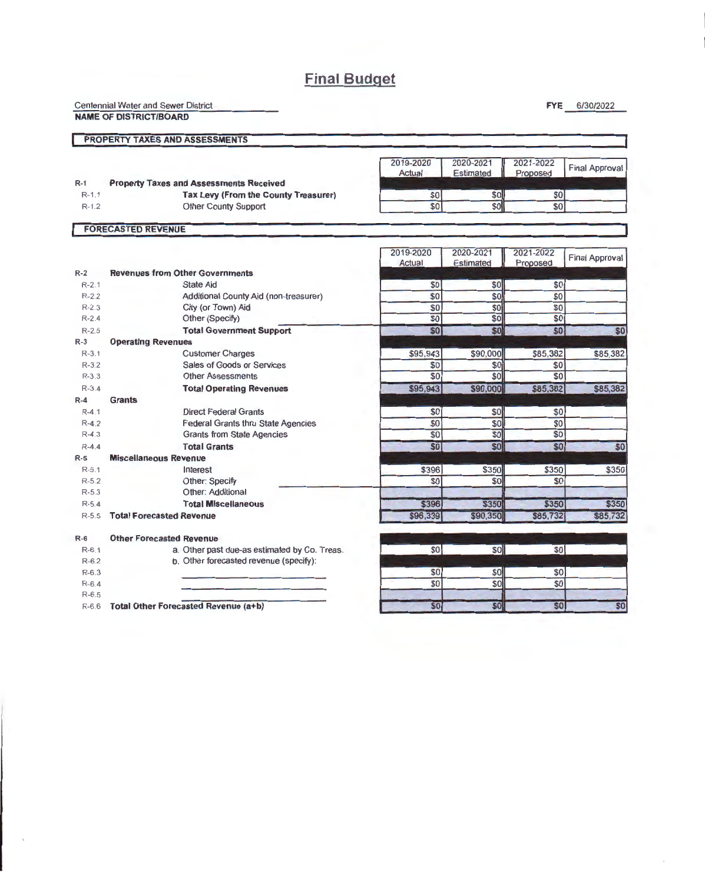# Final Budget

Centennial Water and Sewer District
**NAME OF DISTRICT/BOARD**

**FYE** 6/30/2022

## PROPERTY TAXES AND ASSESSMENTS

| | | 2019-2020 Actual | 2020-2021 Estimated | 2021-2022 Proposed | Final Approval |
|---|---|---|---|---|---|
| **R-1** | **Property Taxes and Assessments Received** | | | | |
| R-1.1 | **Tax Levy (From the County Treasurer)** | $0 | $0 | $0 | |
| R-1.2 | Other County Support | $0 | $0 | $0 | |

## FORECASTED REVENUE

| | | 2019-2020 Actual | 2020-2021 Estimated | 2021-2022 Proposed | Final Approval |
|---|---|---|---|---|---|
| **R-2** | **Revenues from Other Governments** | | | | |
| R-2.1 | State Aid | $0 | $0 | $0 | |
| R-2.2 | Additional County Aid (non-treasurer) | $0 | $0 | $0 | |
| R-2.3 | City (or Town) Aid | $0 | $0 | $0 | |
| R-2.4 | Other (Specify) | $0 | $0 | $0 | |
| R-2.5 | **Total Government Support** | $0 | $0 | $0 | $0 |
| **R-3** | **Operating Revenues** | | | | |
| R-3.1 | Customer Charges | $95,943 | $90,000 | $85,382 | $85,382 |
| R-3.2 | Sales of Goods or Services | $0 | $0 | $0 | |
| R-3.3 | Other Assessments | $0 | $0 | $0 | |
| R-3.4 | **Total Operating Revenues** | $95,943 | $90,000 | $85,382 | $85,382 |
| **R-4** | **Grants** | | | | |
| R-4.1 | Direct Federal Grants | $0 | $0 | $0 | |
| R-4.2 | Federal Grants thru State Agencies | $0 | $0 | $0 | |
| R-4.3 | Grants from State Agencies | $0 | $0 | $0 | |
| R-4.4 | **Total Grants** | $0 | $0 | $0 | $0 |
| **R-5** | **Miscellaneous Revenue** | | | | |
| R-5.1 | Interest | $396 | $350 | $350 | $350 |
| R-5.2 | Other: Specify | $0 | $0 | $0 | |
| R-5.3 | Other: Additional | | | | |
| R-5.4 | **Total Miscellaneous** | $396 | $350 | $350 | $350 |
| R-5.5 | **Total Forecasted Revenue** | $96,339 | $90,350 | $85,732 | $85,732 |

| | | 2019-2020 Actual | 2020-2021 Estimated | 2021-2022 Proposed | Final Approval |
|---|---|---|---|---|---|
| **R-6** | **Other Forecasted Revenue** | | | | |
| R-6.1 | a. Other past due-as estimated by Co. Treas. | $0 | $0 | $0 | |
| R-6.2 | b. Other forecasted revenue (specify): | | | | |
| R-6.3 | | $0 | $0 | $0 | |
| R-6.4 | | $0 | $0 | $0 | |
| R-6.5 | | | | | |
| R-6.6 | **Total Other Forecasted Revenue (a+b)** | $0 | $0 | $0 | $0 |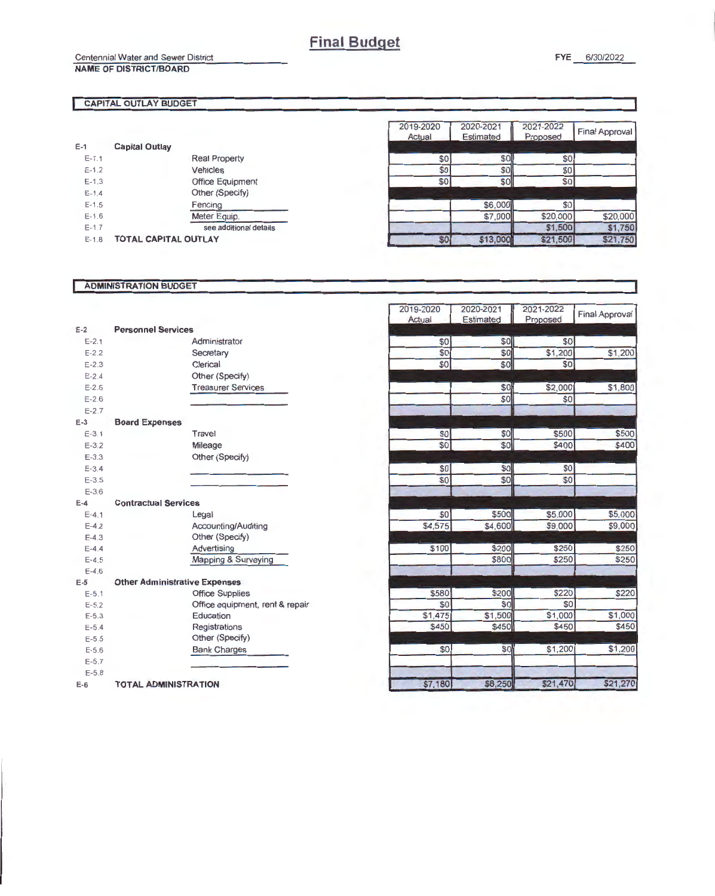# Final Budget

Centennial Water and Sewer District
**NAME OF DISTRICT/BOARD**

**FYE** 6/30/2022

## CAPITAL OUTLAY BUDGET

| | | | 2019-2020 Actual | 2020-2021 Estimated | 2021-2022 Proposed | Final Approval |
|---|---|---|---|---|---|---|
| E-1 | **Capital Outlay** | | | | | |
| E-1.1 | | Real Property | $0 | $0 | $0 | |
| E-1.2 | | Vehicles | $0 | $0 | $0 | |
| E-1.3 | | Office Equipment | $0 | $0 | $0 | |
| E-1.4 | | Other (Specify) | | | | |
| E-1.5 | | Fencing | | $6,000 | $0 | |
| E-1.6 | | Meter Equip. | | $7,000 | $20,000 | $20,000 |
| E-1.7 | | see additional details | | | $1,500 | $1,750 |
| E-1.8 | **TOTAL CAPITAL OUTLAY** | | $0 | $13,000 | $21,500 | $21,750 |

## ADMINISTRATION BUDGET

| | | | 2019-2020 Actual | 2020-2021 Estimated | 2021-2022 Proposed | Final Approval |
|---|---|---|---|---|---|---|
| E-2 | **Personnel Services** | | | | | |
| E-2.1 | | Administrator | $0 | $0 | $0 | |
| E-2.2 | | Secretary | $0 | $0 | $1,200 | $1,200 |
| E-2.3 | | Clerical | $0 | $0 | $0 | |
| E-2.4 | | Other (Specify) | | | | |
| E-2.5 | | Treasurer Services | | $0 | $2,000 | $1,800 |
| E-2.6 | | | | $0 | $0 | |
| E-2.7 | | | | | | |
| E-3 | **Board Expenses** | | | | | |
| E-3.1 | | Travel | $0 | $0 | $500 | $500 |
| E-3.2 | | Mileage | $0 | $0 | $400 | $400 |
| E-3.3 | | Other (Specify) | | | | |
| E-3.4 | | | $0 | $0 | $0 | |
| E-3.5 | | | $0 | $0 | $0 | |
| E-3.6 | | | | | | |
| E-4 | **Contractual Services** | | | | | |
| E-4.1 | | Legal | $0 | $500 | $5,000 | $5,000 |
| E-4.2 | | Accounting/Auditing | $4,575 | $4,600 | $9,000 | $9,000 |
| E-4.3 | | Other (Specify) | | | | |
| E-4.4 | | Advertising | $100 | $200 | $250 | $250 |
| E-4.5 | | Mapping & Surveying | | $800 | $250 | $250 |
| E-4.6 | | | | | | |
| E-5 | **Other Administrative Expenses** | | | | | |
| E-5.1 | | Office Supplies | $580 | $200 | $220 | $220 |
| E-5.2 | | Office equipment, rent & repair | $0 | $0 | $0 | |
| E-5.3 | | Education | $1,475 | $1,500 | $1,000 | $1,000 |
| E-5.4 | | Registrations | $450 | $450 | $450 | $450 |
| E-5.5 | | Other (Specify) | | | | |
| E-5.6 | | Bank Charges | $0 | $0 | $1,200 | $1,200 |
| E-5.7 | | | | | | |
| E-5.8 | | | | | | |
| E-6 | **TOTAL ADMINISTRATION** | | $7,180 | $8,250 | $21,470 | $21,270 |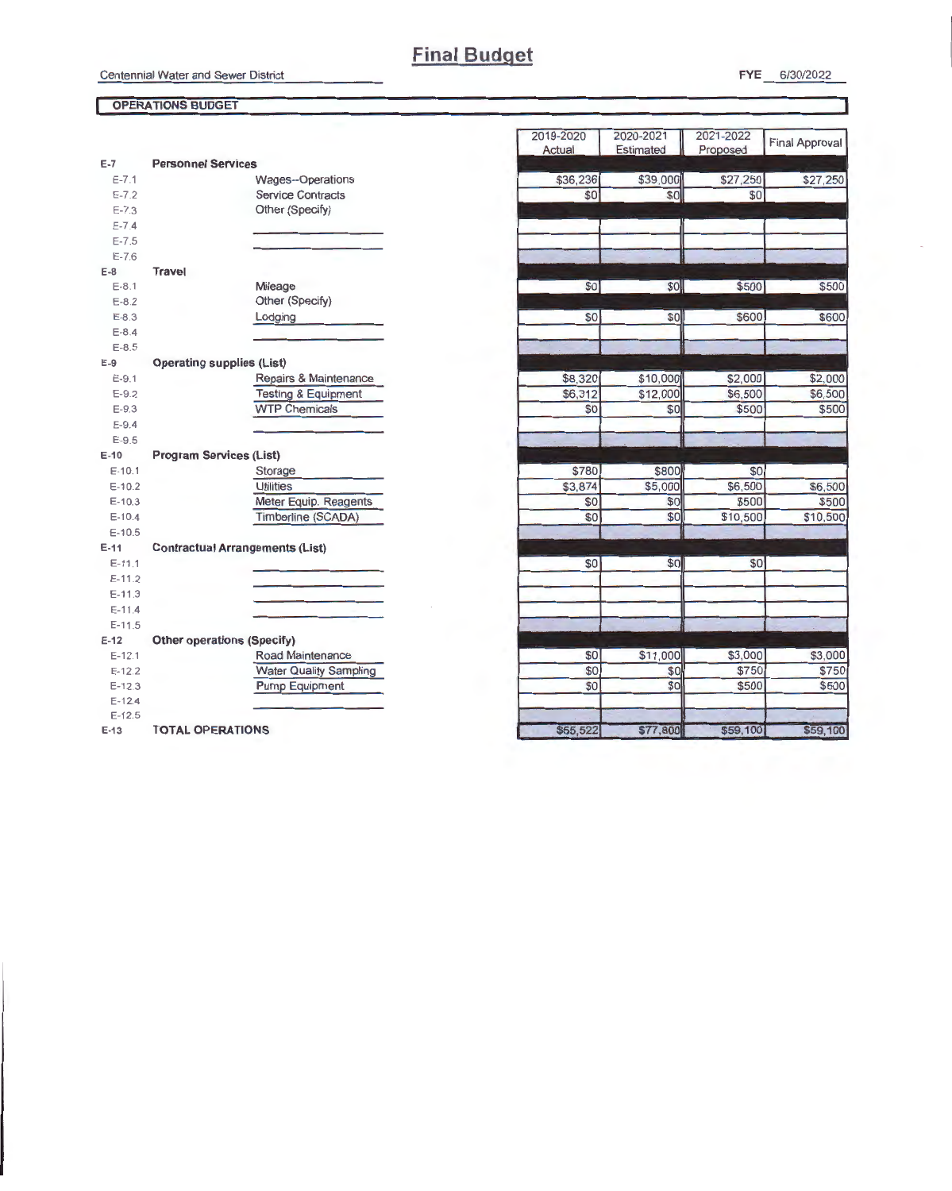# Final Budget

Centennial Water and Sewer District

FYE 6/30/2022

## OPERATIONS BUDGET

| | | | 2019-2020 Actual | 2020-2021 Estimated | 2021-2022 Proposed | Final Approval |
|---|---|---|---|---|---|---|
| E-7 | **Personnel Services** | | | | | |
| E-7.1 | | Wages--Operations | $36,236 | $39,000 | $27,250 | $27,250 |
| E-7.2 | | Service Contracts | $0 | $0 | $0 | |
| E-7.3 | | Other (Specify) | | | | |
| E-7.4 | | | | | | |
| E-7.5 | | | | | | |
| E-7.6 | | | | | | |
| E-8 | **Travel** | | | | | |
| E-8.1 | | Mileage | $0 | $0 | $500 | $500 |
| E-8.2 | | Other (Specify) | | | | |
| E-8.3 | | Lodging | $0 | $0 | $600 | $600 |
| E-8.4 | | | | | | |
| E-8.5 | | | | | | |
| E-9 | **Operating supplies (List)** | | | | | |
| E-9.1 | | Repairs & Maintenance | $8,320 | $10,000 | $2,000 | $2,000 |
| E-9.2 | | Testing & Equipment | $6,312 | $12,000 | $6,500 | $6,500 |
| E-9.3 | | WTP Chemicals | $0 | $0 | $500 | $500 |
| E-9.4 | | | | | | |
| E-9.5 | | | | | | |
| E-10 | **Program Services (List)** | | | | | |
| E-10.1 | | Storage | $780 | $800 | $0 | |
| E-10.2 | | Utilities | $3,874 | $5,000 | $6,500 | $6,500 |
| E-10.3 | | Meter Equip. Reagents | $0 | $0 | $500 | $500 |
| E-10.4 | | Timberline (SCADA) | $0 | $0 | $10,500 | $10,500 |
| E-10.5 | | | | | | |
| E-11 | **Contractual Arrangements (List)** | | | | | |
| E-11.1 | | | $0 | $0 | $0 | |
| E-11.2 | | | | | | |
| E-11.3 | | | | | | |
| E-11.4 | | | | | | |
| E-11.5 | | | | | | |
| E-12 | **Other operations (Specify)** | | | | | |
| E-12.1 | | Road Maintenance | $0 | $11,000 | $3,000 | $3,000 |
| E-12.2 | | Water Quality Sampling | $0 | $0 | $750 | $750 |
| E-12.3 | | Pump Equipment | $0 | $0 | $500 | $500 |
| E-12.4 | | | | | | |
| E-12.5 | | | | | | |
| E-13 | **TOTAL OPERATIONS** | | $55,522 | $77,800 | $59,100 | $59,100 |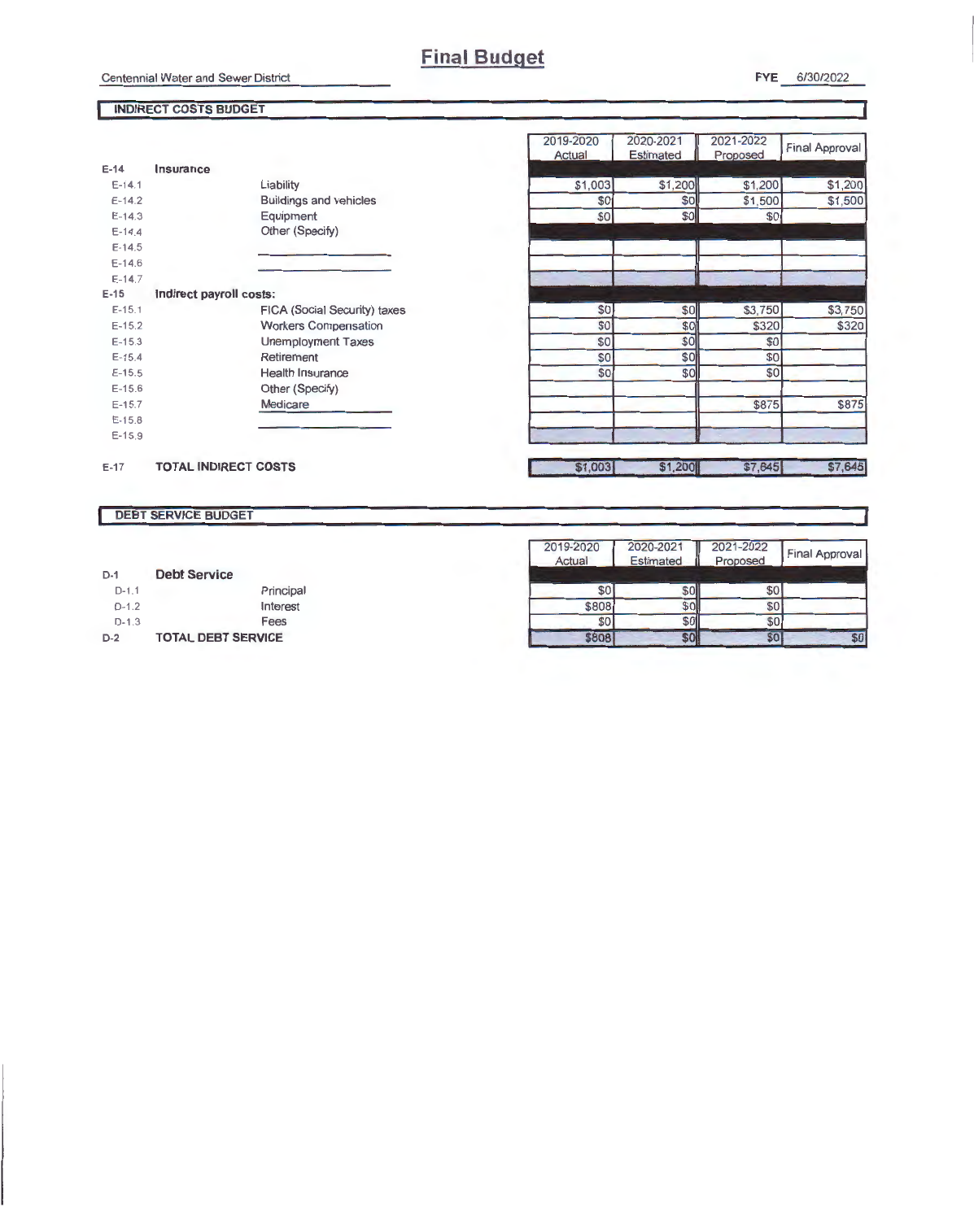# Final Budget

Centennial Water and Sewer District

FYE 6/30/2022

## INDIRECT COSTS BUDGET

| | | | 2019-2020 Actual | 2020-2021 Estimated | 2021-2022 Proposed | Final Approval |
|---|---|---|---|---|---|---|
| E-14 | **Insurance** | | | | | |
| E-14.1 | | Liability | $1,003 | $1,200 | $1,200 | $1,200 |
| E-14.2 | | Buildings and vehicles | $0 | $0 | $1,500 | $1,500 |
| E-14.3 | | Equipment | $0 | $0 | $0 | |
| E-14.4 | | Other (Specify) | | | | |
| E-14.5 | | | | | | |
| E-14.6 | | | | | | |
| E-14.7 | | | | | | |
| E-15 | **Indirect payroll costs:** | | | | | |
| E-15.1 | | FICA (Social Security) taxes | $0 | $0 | $3,750 | $3,750 |
| E-15.2 | | Workers Compensation | $0 | $0 | $320 | $320 |
| E-15.3 | | Unemployment Taxes | $0 | $0 | $0 | |
| E-15.4 | | Retirement | $0 | $0 | $0 | |
| E-15.5 | | Health Insurance | $0 | $0 | $0 | |
| E-15.6 | | Other (Specify) | | | | |
| E-15.7 | | Medicare | | | $875 | $875 |
| E-15.8 | | | | | | |
| E-15.9 | | | | | | |
| E-17 | **TOTAL INDIRECT COSTS** | | $1,003 | $1,200 | $7,645 | $7,645 |

## DEBT SERVICE BUDGET

| | | | 2019-2020 Actual | 2020-2021 Estimated | 2021-2022 Proposed | Final Approval |
|---|---|---|---|---|---|---|
| D-1 | **Debt Service** | | | | | |
| D-1.1 | | Principal | $0 | $0 | $0 | |
| D-1.2 | | Interest | $808 | $0 | $0 | |
| D-1.3 | | Fees | $0 | $0 | $0 | |
| D-2 | **TOTAL DEBT SERVICE** | | $808 | $0 | $0 | $0 |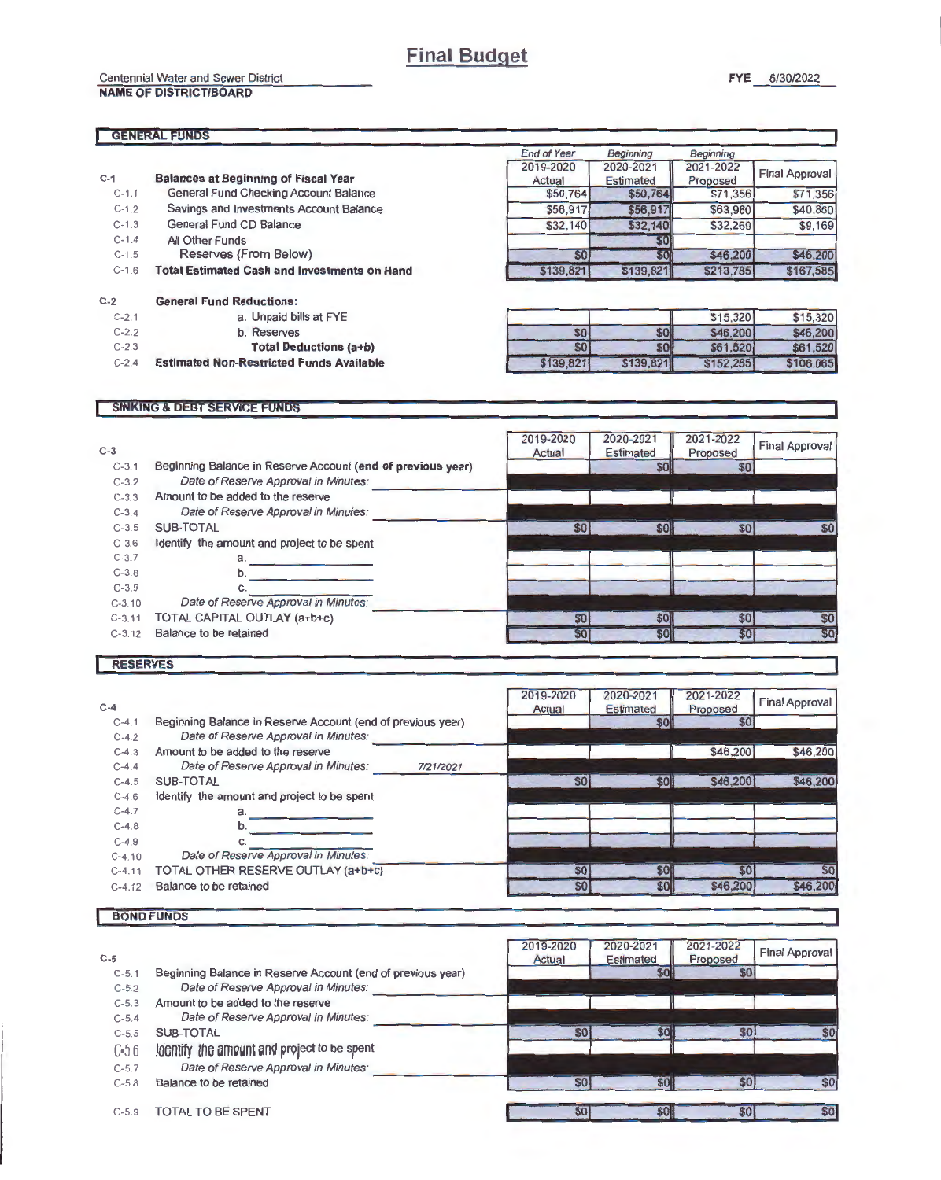# Final Budget

Centennial Water and Sewer District
**NAME OF DISTRICT/BOARD**

**FYE** 6/30/2022

## GENERAL FUNDS

| | | *End of Year* 2019-2020 Actual | *Beginning* 2020-2021 Estimated | *Beginning* 2021-2022 Proposed | Final Approval |
|---|---|---|---|---|---|
| C-1 | **Balances at Beginning of Fiscal Year** | | | | |
| C-1.1 | General Fund Checking Account Balance | $50,764 | $50,764 | $71,356 | $71,356 |
| C-1.2 | Savings and Investments Account Balance | $56,917 | $56,917 | $63,960 | $40,860 |
| C-1.3 | General Fund CD Balance | $32,140 | $32,140 | $32,269 | $9,169 |
| C-1.4 | All Other Funds | | $0 | | |
| C-1.5 | Reserves (From Below) | $0 | $0 | $46,200 | $46,200 |
| C-1.6 | **Total Estimated Cash and Investments on Hand** | $139,821 | $139,821 | $213,785 | $167,585 |
| C-2 | **General Fund Reductions:** | | | | |
| C-2.1 | a. Unpaid bills at FYE | | | $15,320 | $15,320 |
| C-2.2 | b. Reserves | $0 | $0 | $46,200 | $46,200 |
| C-2.3 | **Total Deductions (a+b)** | $0 | $0 | $61,520 | $61,520 |
| C-2.4 | **Estimated Non-Restricted Funds Available** | $139,821 | $139,821 | $152,265 | $106,065 |

## SINKING & DEBT SERVICE FUNDS

| C-3 | | 2019-2020 Actual | 2020-2021 Estimated | 2021-2022 Proposed | Final Approval |
|---|---|---|---|---|---|
| C-3.1 | Beginning Balance in Reserve Account (**end of previous year**) | | $0 | $0 | |
| C-3.2 | *Date of Reserve Approval in Minutes:* | | | | |
| C-3.3 | Amount to be added to the reserve | | | | |
| C-3.4 | *Date of Reserve Approval in Minutes:* | | | | |
| C-3.5 | SUB-TOTAL | $0 | $0 | $0 | $0 |
| C-3.6 | Identify the amount and project to be spent | | | | |
| C-3.7 | a. | | | | |
| C-3.8 | b. | | | | |
| C-3.9 | c. | | | | |
| C-3.10 | *Date of Reserve Approval in Minutes:* | | | | |
| C-3.11 | TOTAL CAPITAL OUTLAY (a+b+c) | $0 | $0 | $0 | $0 |
| C-3.12 | Balance to be retained | $0 | $0 | $0 | $0 |

## RESERVES

| C-4 | | 2019-2020 Actual | 2020-2021 Estimated | 2021-2022 Proposed | Final Approval |
|---|---|---|---|---|---|
| C-4.1 | Beginning Balance in Reserve Account (end of previous year) | | $0 | $0 | |
| C-4.2 | *Date of Reserve Approval in Minutes:* | | | | |
| C-4.3 | Amount to be added to the reserve | | | $46,200 | $46,200 |
| C-4.4 | *Date of Reserve Approval in Minutes:* 7/21/2021 | | | | |
| C-4.5 | SUB-TOTAL | $0 | $0 | $46,200 | $46,200 |
| C-4.6 | Identify the amount and project to be spent | | | | |
| C-4.7 | a. | | | | |
| C-4.8 | b. | | | | |
| C-4.9 | c. | | | | |
| C-4.10 | *Date of Reserve Approval in Minutes:* | | | | |
| C-4.11 | TOTAL OTHER RESERVE OUTLAY (a+b+c) | $0 | $0 | $0 | $0 |
| C-4.12 | Balance to be retained | $0 | $0 | $46,200 | $46,200 |

## BOND FUNDS

| C-5 | | 2019-2020 Actual | 2020-2021 Estimated | 2021-2022 Proposed | Final Approval |
|---|---|---|---|---|---|
| C-5.1 | Beginning Balance in Reserve Account (end of previous year) | | $0 | $0 | |
| C-5.2 | *Date of Reserve Approval in Minutes:* | | | | |
| C-5.3 | Amount to be added to the reserve | | | | |
| C-5.4 | *Date of Reserve Approval in Minutes:* | | | | |
| C-5.5 | SUB-TOTAL | $0 | $0 | $0 | $0 |
| C-5.6 | Identify the amount and project to be spent | | | | |
| C-5.7 | *Date of Reserve Approval in Minutes:* | | | | |
| C-5.8 | Balance to be retained | $0 | $0 | $0 | $0 |
| C-5.9 | TOTAL TO BE SPENT | $0 | $0 | $0 | $0 |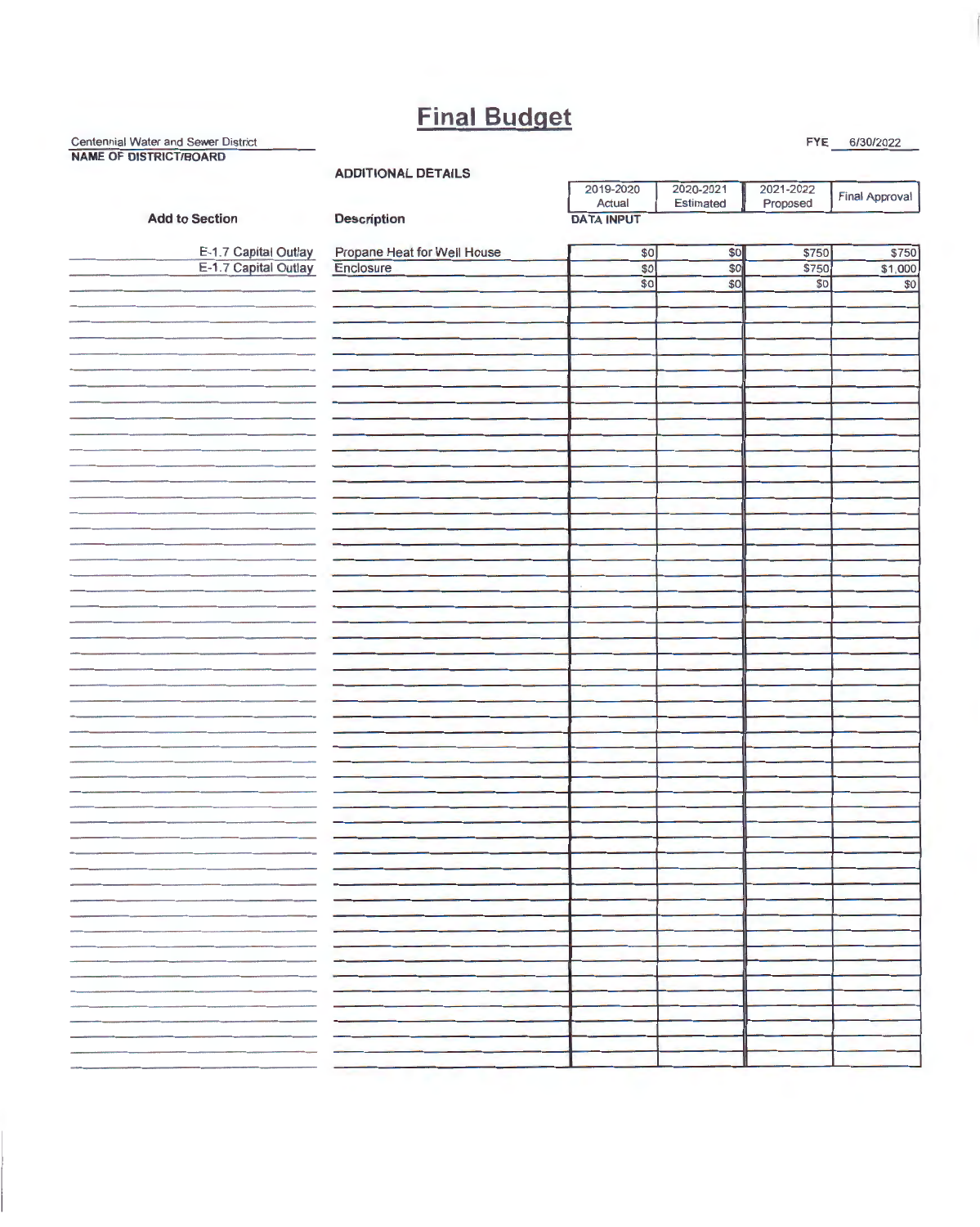# Final Budget

Centennial Water and Sewer District
**NAME OF DISTRICT/BOARD**

FYE 6/30/2022

**ADDITIONAL DETAILS**

| Add to Section | Description | 2019-2020 Actual | 2020-2021 Estimated | 2021-2022 Proposed | Final Approval |
|---|---|---|---|---|---|
| | | DATA INPUT | | | |
| E-1.7 Capital Outlay | Propane Heat for Well House | $0 | $0 | $750 | $750 |
| E-1.7 Capital Outlay | Enclosure | $0 | $0 | $750 | $1,000 |
| | | $0 | $0 | $0 | $0 |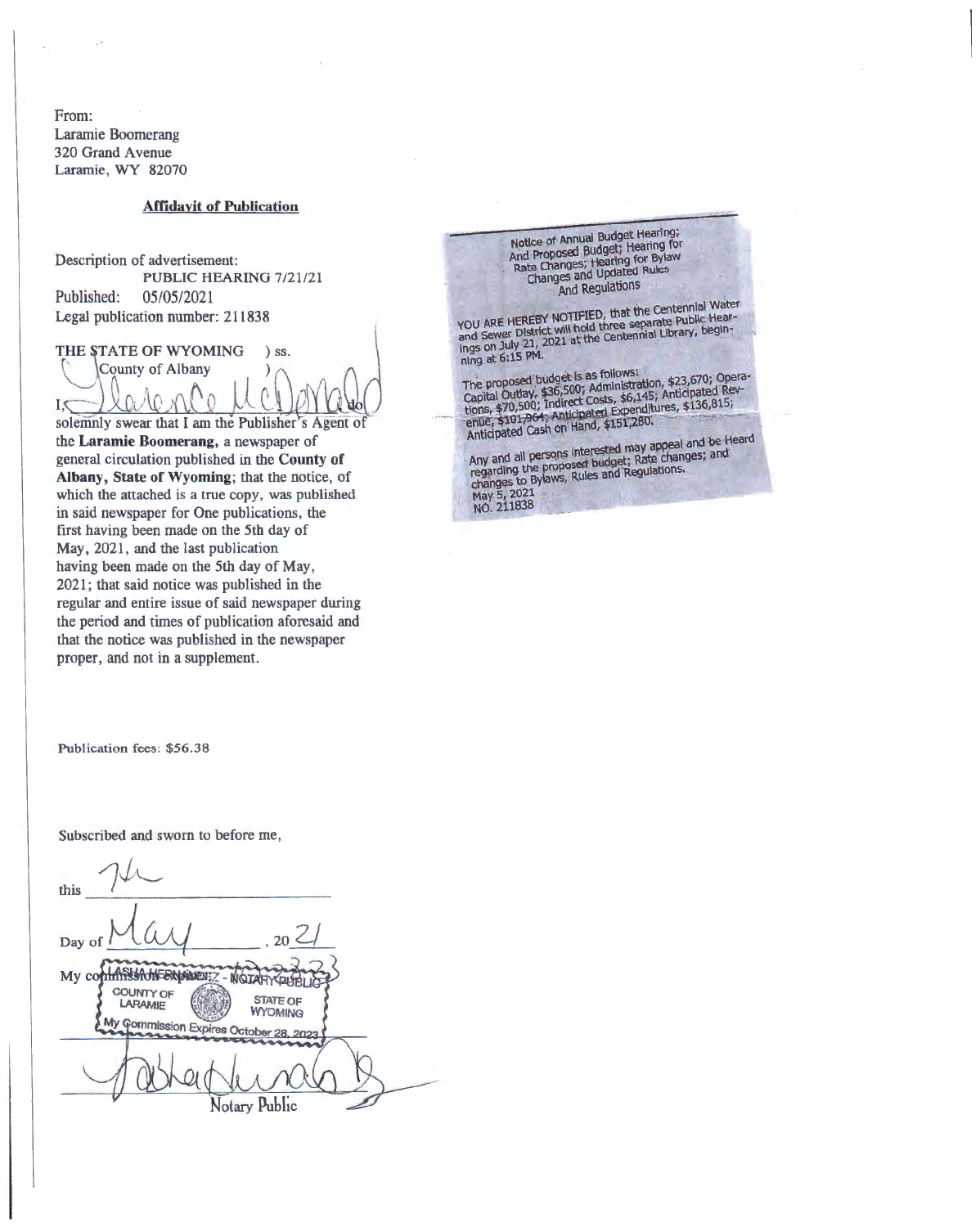From:
Laramie Boomerang
320 Grand Avenue
Laramie, WY 82070

**Affidavit of Publication**

Description of advertisement:
PUBLIC HEARING 7/21/21
Published: 05/05/2021
Legal publication number: 211838

THE STATE OF WYOMING ) ss.
County of Albany )

I, Clarence McDonald do solemnly swear that I am the Publisher's Agent of the **Laramie Boomerang,** a newspaper of general circulation published in the **County of Albany, State of Wyoming**; that the notice, of which the attached is a true copy, was published in said newspaper for One publications, the first having been made on the 5th day of May, 2021, and the last publication having been made on the 5th day of May, 2021; that said notice was published in the regular and entire issue of said newspaper during the period and times of publication aforesaid and that the notice was published in the newspaper proper, and not in a supplement.

Publication fees: $56.38

Subscribed and sworn to before me,

this 7th

Day of May, 2021

My commission expires:

LASHA HERNANDEZ - NOTARY PUBLIC
COUNTY OF LARAMIE STATE OF WYOMING
My Commission Expires October 28, 2023

Notary Public

---

Notice of Annual Budget Hearing; And Proposed Budget; Hearing for Rate Changes; Hearing for Bylaw Changes and Updated Rules And Regulations

YOU ARE HEREBY NOTIFIED, that the Centennial Water and Sewer District will hold three separate Public Hearings on July 21, 2021 at the Centennial Library, beginning at 6:15 PM.

The proposed budget is as follows: Capital Outlay, $36,500; Administration, $23,670; Operations, $70,500; Indirect Costs, $6,145; Anticipated Revenue, $101,964; Anticipated Expenditures, $136,815; Anticipated Cash on Hand, $151,280.

Any and all persons interested may appeal and be Heard regarding the proposed budget; Rate changes; and changes to Bylaws, Rules and Regulations.
May 5, 2021
NO. 211838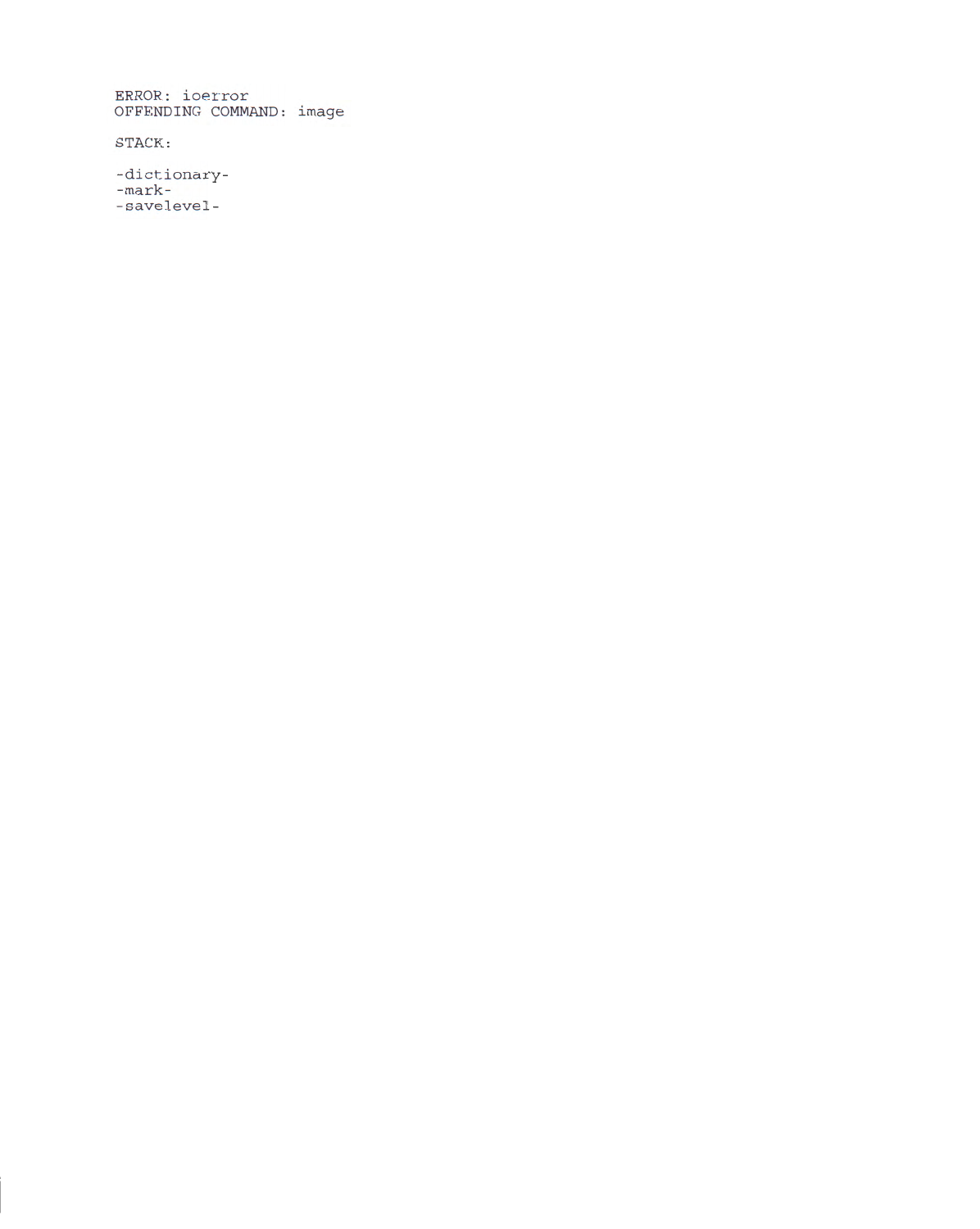```
ERROR: ioerror
OFFENDING COMMAND: image

STACK:

-dictionary-
-mark-
-savelevel-
```